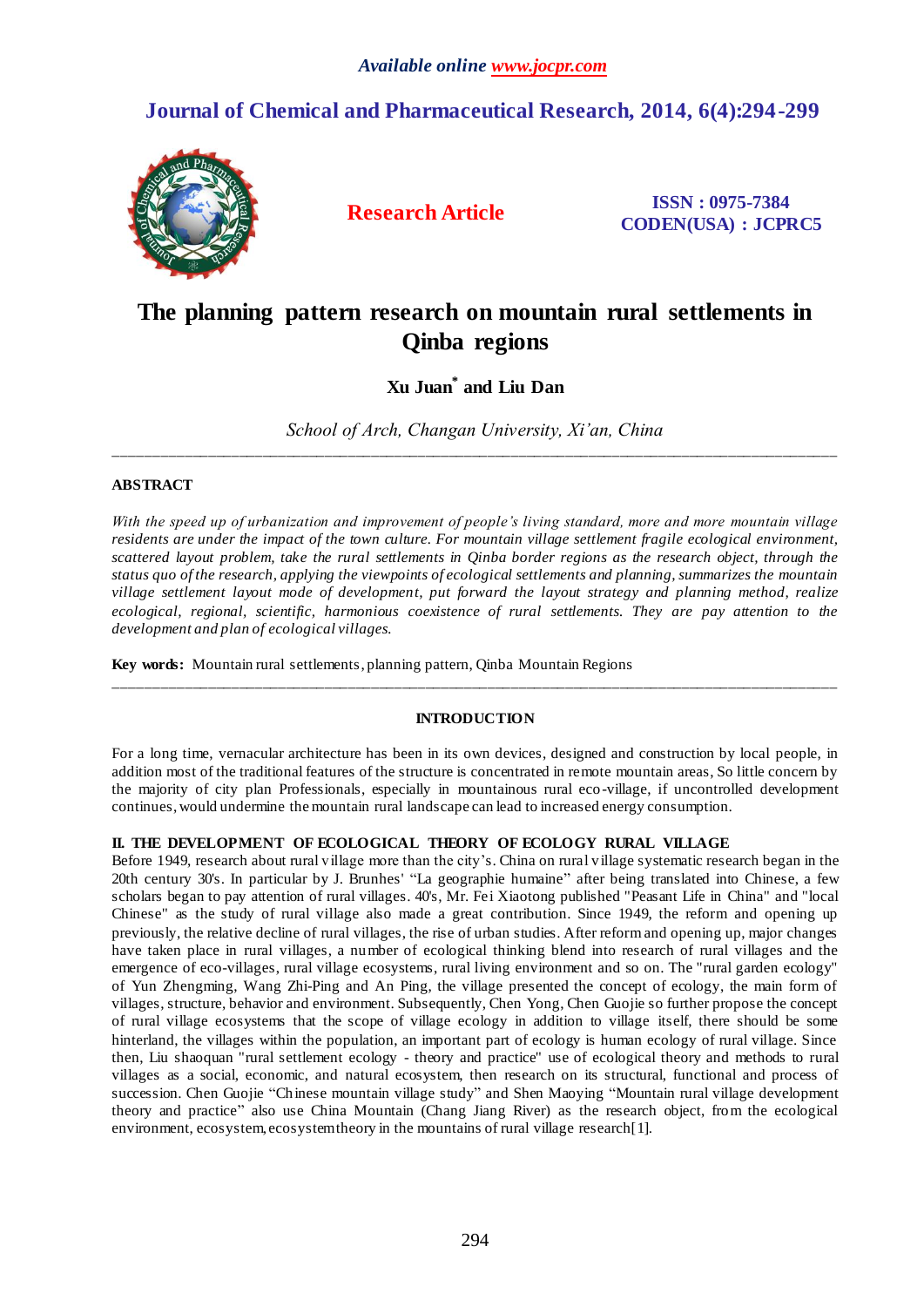*Available online www.jocpr.com*

**Journal of Chemical and Pharmaceutical Research, 2014, 6(4):294-299**

**Research Article**

**ISSN : 0975-7384**
**CODEN(USA) : JCPRC5**

# The planning pattern research on mountain rural settlements in Qinba regions

**Xu Juan\* and Liu Dan**

*School of Arch, Changan University, Xi'an, China*

---

## ABSTRACT

*With the speed up of urbanization and improvement of people's living standard, more and more mountain village residents are under the impact of the town culture. For mountain village settlement fragile ecological environment, scattered layout problem, take the rural settlements in Qinba border regions as the research object, through the status quo of the research, applying the viewpoints of ecological settlements and planning, summarizes the mountain village settlement layout mode of development, put forward the layout strategy and planning method, realize ecological, regional, scientific, harmonious coexistence of rural settlements. They are pay attention to the development and plan of ecological villages.*

**Key words:** Mountain rural settlements, planning pattern, Qinba Mountain Regions

---

## INTRODUCTION

For a long time, vernacular architecture has been in its own devices, designed and construction by local people, in addition most of the traditional features of the structure is concentrated in remote mountain areas, So little concern by the majority of city plan Professionals, especially in mountainous rural eco-village, if uncontrolled development continues, would undermine the mountain rural landscape can lead to increased energy consumption.

## II. THE DEVELOPMENT OF ECOLOGICAL THEORY OF ECOLOGY RURAL VILLAGE

Before 1949, research about rural village more than the city's. China on rural village systematic research began in the 20th century 30's. In particular by J. Brunhes' "La geographie humaine" after being translated into Chinese, a few scholars began to pay attention of rural villages. 40's, Mr. Fei Xiaotong published "Peasant Life in China" and "local Chinese" as the study of rural village also made a great contribution. Since 1949, the reform and opening up previously, the relative decline of rural villages, the rise of urban studies. After reform and opening up, major changes have taken place in rural villages, a number of ecological thinking blend into research of rural villages and the emergence of eco-villages, rural village ecosystems, rural living environment and so on. The "rural garden ecology" of Yun Zhengming, Wang Zhi-Ping and An Ping, the village presented the concept of ecology, the main form of villages, structure, behavior and environment. Subsequently, Chen Yong, Chen Guojie so further propose the concept of rural village ecosystems that the scope of village ecology in addition to village itself, there should be some hinterland, the villages within the population, an important part of ecology is human ecology of rural village. Since then, Liu shaoquan "rural settlement ecology - theory and practice" use of ecological theory and methods to rural villages as a social, economic, and natural ecosystem, then research on its structural, functional and process of succession. Chen Guojie "Chinese mountain village study" and Shen Maoying "Mountain rural village development theory and practice" also use China Mountain (Chang Jiang River) as the research object, from the ecological environment, ecosystem, ecosystem theory in the mountains of rural village research[1].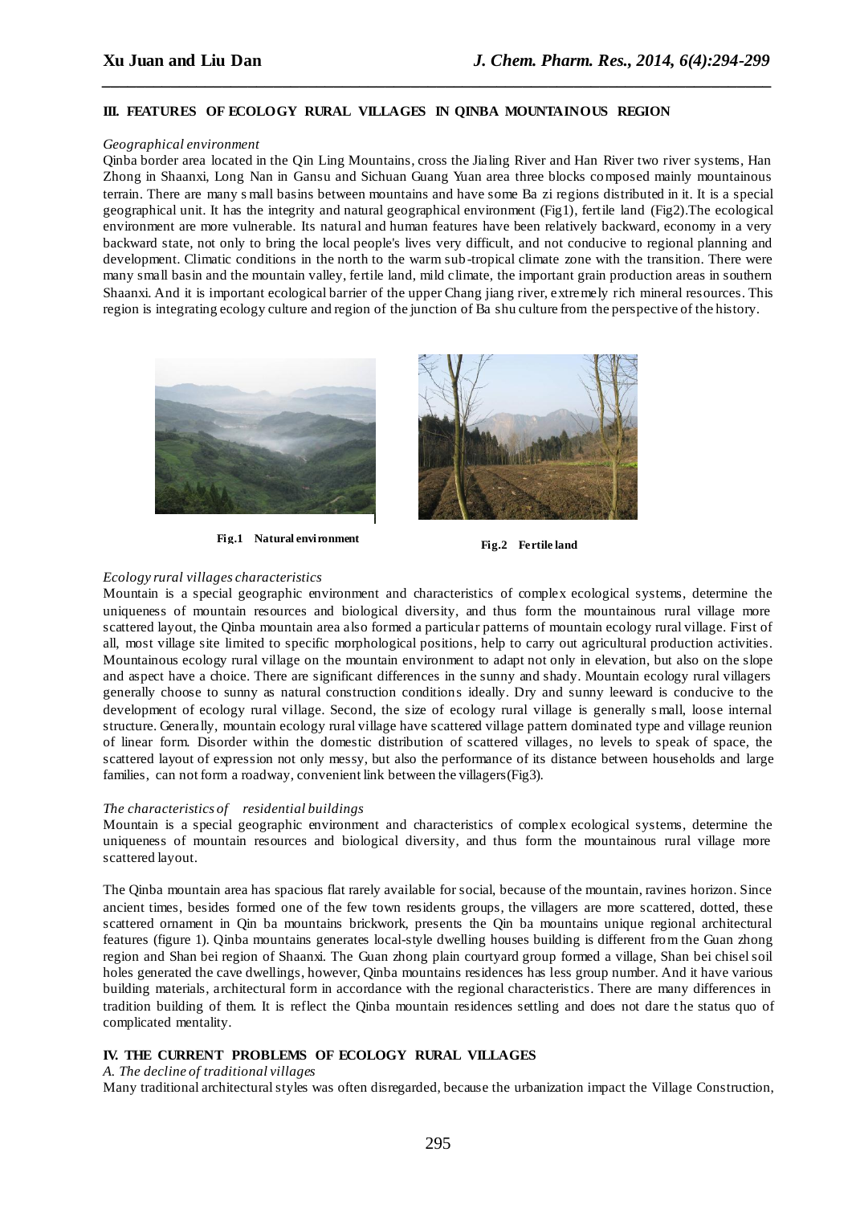## III. FEATURES OF ECOLOGY RURAL VILLAGES IN QINBA MOUNTAINOUS REGION

*Geographical environment*

Qinba border area located in the Qin Ling Mountains, cross the Jialing River and Han River two river systems, Han Zhong in Shaanxi, Long Nan in Gansu and Sichuan Guang Yuan area three blocks composed mainly mountainous terrain. There are many small basins between mountains and have some Ba zi regions distributed in it. It is a special geographical unit. It has the integrity and natural geographical environment (Fig1), fertile land (Fig2).The ecological environment are more vulnerable. Its natural and human features have been relatively backward, economy in a very backward state, not only to bring the local people's lives very difficult, and not conducive to regional planning and development. Climatic conditions in the north to the warm sub-tropical climate zone with the transition. There were many small basin and the mountain valley, fertile land, mild climate, the important grain production areas in southern Shaanxi. And it is important ecological barrier of the upper Chang jiang river, extremely rich mineral resources. This region is integrating ecology culture and region of the junction of Ba shu culture from the perspective of the history.

**Fig.1 Natural environment**

**Fig.2 Fertile land**

*Ecology rural villages characteristics*

Mountain is a special geographic environment and characteristics of complex ecological systems, determine the uniqueness of mountain resources and biological diversity, and thus form the mountainous rural village more scattered layout, the Qinba mountain area also formed a particular patterns of mountain ecology rural village. First of all, most village site limited to specific morphological positions, help to carry out agricultural production activities. Mountainous ecology rural village on the mountain environment to adapt not only in elevation, but also on the slope and aspect have a choice. There are significant differences in the sunny and shady. Mountain ecology rural villagers generally choose to sunny as natural construction conditions ideally. Dry and sunny leeward is conducive to the development of ecology rural village. Second, the size of ecology rural village is generally small, loose internal structure. Generally, mountain ecology rural village have scattered village pattern dominated type and village reunion of linear form. Disorder within the domestic distribution of scattered villages, no levels to speak of space, the scattered layout of expression not only messy, but also the performance of its distance between households and large families, can not form a roadway, convenient link between the villagers(Fig3).

*The characteristics of residential buildings*

Mountain is a special geographic environment and characteristics of complex ecological systems, determine the uniqueness of mountain resources and biological diversity, and thus form the mountainous rural village more scattered layout.

The Qinba mountain area has spacious flat rarely available for social, because of the mountain, ravines horizon. Since ancient times, besides formed one of the few town residents groups, the villagers are more scattered, dotted, these scattered ornament in Qin ba mountains brickwork, presents the Qin ba mountains unique regional architectural features (figure 1). Qinba mountains generates local-style dwelling houses building is different from the Guan zhong region and Shan bei region of Shaanxi. The Guan zhong plain courtyard group formed a village, Shan bei chisel soil holes generated the cave dwellings, however, Qinba mountains residences has less group number. And it have various building materials, architectural form in accordance with the regional characteristics. There are many differences in tradition building of them. It is reflect the Qinba mountain residences settling and does not dare the status quo of complicated mentality.

## IV. THE CURRENT PROBLEMS OF ECOLOGY RURAL VILLAGES

*A. The decline of traditional villages*

Many traditional architectural styles was often disregarded, because the urbanization impact the Village Construction,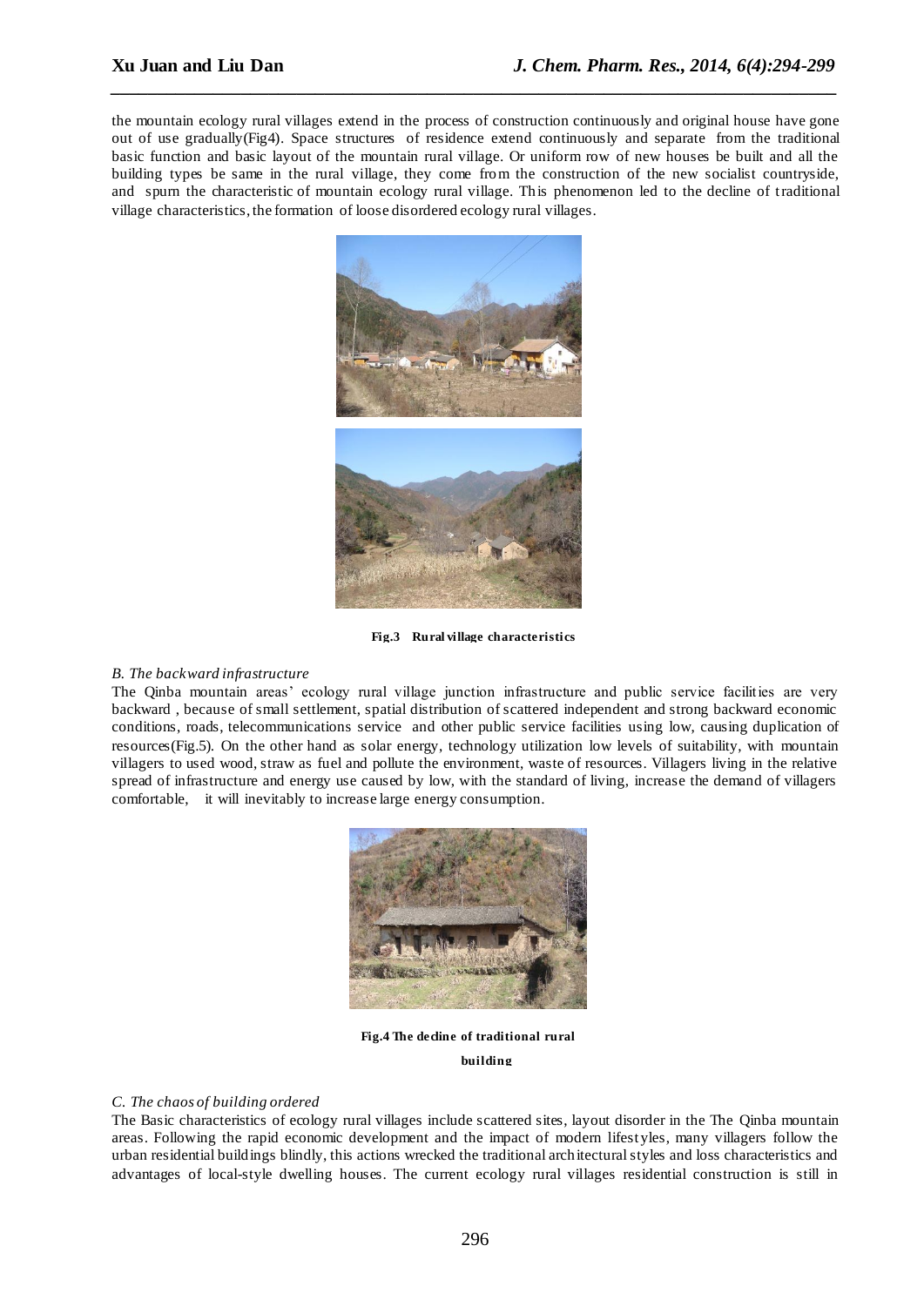the mountain ecology rural villages extend in the process of construction continuously and original house have gone out of use gradually(Fig4). Space structures of residence extend continuously and separate from the traditional basic function and basic layout of the mountain rural village. Or uniform row of new houses be built and all the building types be same in the rural village, they come from the construction of the new socialist countryside, and spurn the characteristic of mountain ecology rural village. This phenomenon led to the decline of traditional village characteristics, the formation of loose disordered ecology rural villages.

**Fig.3 Rural village characteristics**

*B. The backward infrastructure*

The Qinba mountain areas' ecology rural village junction infrastructure and public service facilities are very backward , because of small settlement, spatial distribution of scattered independent and strong backward economic conditions, roads, telecommunications service and other public service facilities using low, causing duplication of resources(Fig.5). On the other hand as solar energy, technology utilization low levels of suitability, with mountain villagers to used wood, straw as fuel and pollute the environment, waste of resources. Villagers living in the relative spread of infrastructure and energy use caused by low, with the standard of living, increase the demand of villagers comfortable, it will inevitably to increase large energy consumption.

**Fig.4 The decline of traditional rural building**

*C. The chaos of building ordered*

The Basic characteristics of ecology rural villages include scattered sites, layout disorder in the The Qinba mountain areas. Following the rapid economic development and the impact of modern lifestyles, many villagers follow the urban residential buildings blindly, this actions wrecked the traditional architectural styles and loss characteristics and advantages of local-style dwelling houses. The current ecology rural villages residential construction is still in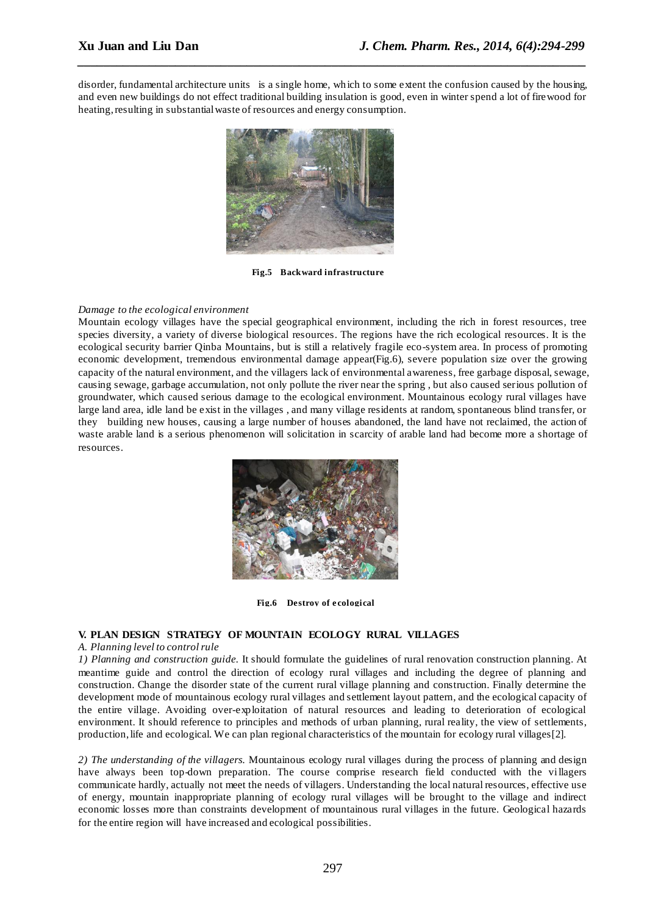disorder, fundamental architecture units is a single home, which to some extent the confusion caused by the housing, and even new buildings do not effect traditional building insulation is good, even in winter spend a lot of firewood for heating, resulting in substantial waste of resources and energy consumption.

**Fig.5 Backward infrastructure**

*Damage to the ecological environment*

Mountain ecology villages have the special geographical environment, including the rich in forest resources, tree species diversity, a variety of diverse biological resources. The regions have the rich ecological resources. It is the ecological security barrier Qinba Mountains, but is still a relatively fragile eco-system area. In process of promoting economic development, tremendous environmental damage appear(Fig.6), severe population size over the growing capacity of the natural environment, and the villagers lack of environmental awareness, free garbage disposal, sewage, causing sewage, garbage accumulation, not only pollute the river near the spring , but also caused serious pollution of groundwater, which caused serious damage to the ecological environment. Mountainous ecology rural villages have large land area, idle land be exist in the villages , and many village residents at random, spontaneous blind transfer, or they building new houses, causing a large number of houses abandoned, the land have not reclaimed, the action of waste arable land is a serious phenomenon will solicitation in scarcity of arable land had become more a shortage of resources.

**Fig.6 Destroy of ecological**

## V. PLAN DESIGN STRATEGY OF MOUNTAIN ECOLOGY RURAL VILLAGES

### *A. Planning level to control rule*

*1) Planning and construction guide.* It should formulate the guidelines of rural renovation construction planning. At meantime guide and control the direction of ecology rural villages and including the degree of planning and construction. Change the disorder state of the current rural village planning and construction. Finally determine the development mode of mountainous ecology rural villages and settlement layout pattern, and the ecological capacity of the entire village. Avoiding over-exploitation of natural resources and leading to deterioration of ecological environment. It should reference to principles and methods of urban planning, rural reality, the view of settlements, production, life and ecological. We can plan regional characteristics of the mountain for ecology rural villages[2].

*2) The understanding of the villagers.* Mountainous ecology rural villages during the process of planning and design have always been top-down preparation. The course comprise research field conducted with the villagers communicate hardly, actually not meet the needs of villagers. Understanding the local natural resources, effective use of energy, mountain inappropriate planning of ecology rural villages will be brought to the village and indirect economic losses more than constraints development of mountainous rural villages in the future. Geological hazards for the entire region will have increased and ecological possibilities.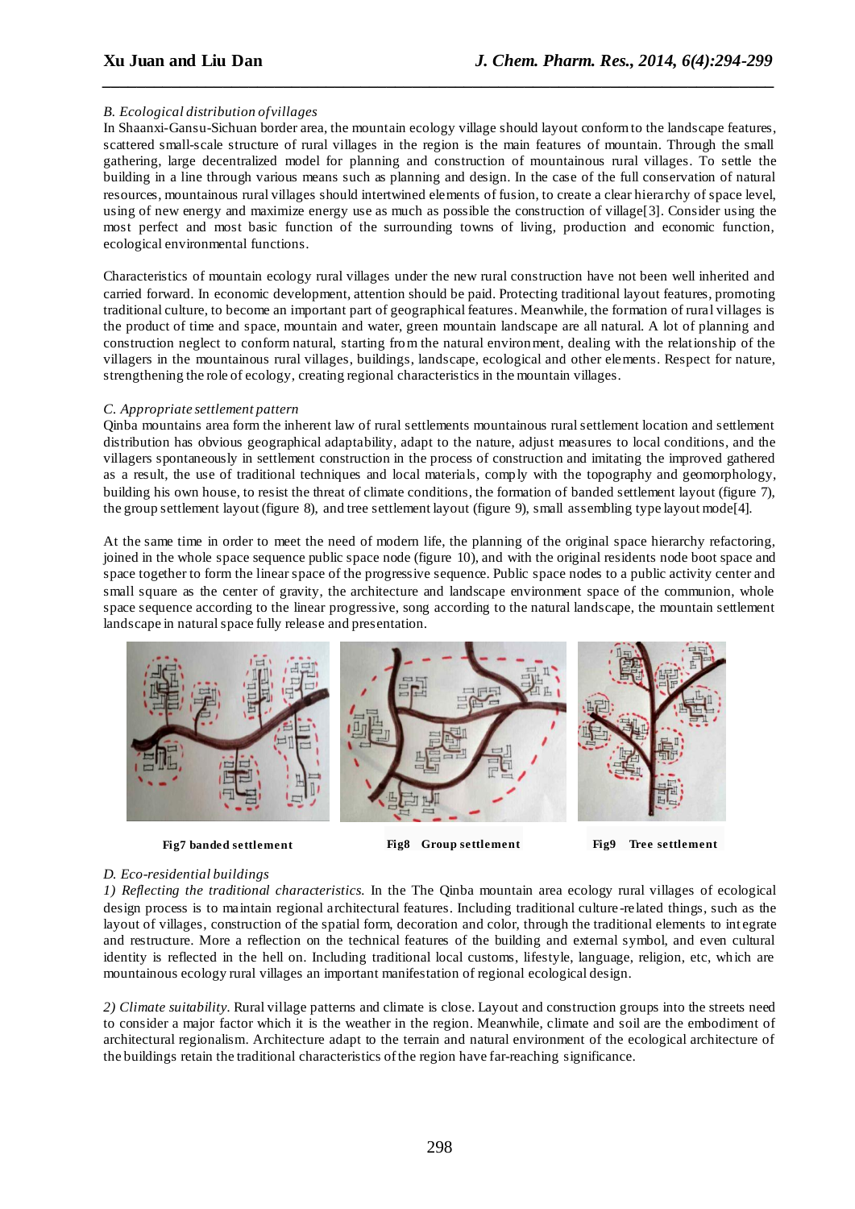*B. Ecological distribution of villages*

In Shaanxi-Gansu-Sichuan border area, the mountain ecology village should layout conform to the landscape features, scattered small-scale structure of rural villages in the region is the main features of mountain. Through the small gathering, large decentralized model for planning and construction of mountainous rural villages. To settle the building in a line through various means such as planning and design. In the case of the full conservation of natural resources, mountainous rural villages should intertwined elements of fusion, to create a clear hierarchy of space level, using of new energy and maximize energy use as much as possible the construction of village[3]. Consider using the most perfect and most basic function of the surrounding towns of living, production and economic function, ecological environmental functions.

Characteristics of mountain ecology rural villages under the new rural construction have not been well inherited and carried forward. In economic development, attention should be paid. Protecting traditional layout features, promoting traditional culture, to become an important part of geographical features. Meanwhile, the formation of rural villages is the product of time and space, mountain and water, green mountain landscape are all natural. A lot of planning and construction neglect to conform natural, starting from the natural environment, dealing with the relationship of the villagers in the mountainous rural villages, buildings, landscape, ecological and other elements. Respect for nature, strengthening the role of ecology, creating regional characteristics in the mountain villages.

*C. Appropriate settlement pattern*

Qinba mountains area form the inherent law of rural settlements mountainous rural settlement location and settlement distribution has obvious geographical adaptability, adapt to the nature, adjust measures to local conditions, and the villagers spontaneously in settlement construction in the process of construction and imitating the improved gathered as a result, the use of traditional techniques and local materials, comply with the topography and geomorphology, building his own house, to resist the threat of climate conditions, the formation of banded settlement layout (figure 7), the group settlement layout (figure 8), and tree settlement layout (figure 9), small assembling type layout mode[4].

At the same time in order to meet the need of modern life, the planning of the original space hierarchy refactoring, joined in the whole space sequence public space node (figure 10), and with the original residents node boot space and space together to form the linear space of the progressive sequence. Public space nodes to a public activity center and small square as the center of gravity, the architecture and landscape environment space of the communion, whole space sequence according to the linear progressive, song according to the natural landscape, the mountain settlement landscape in natural space fully release and presentation.

**Fig7 banded settlement** **Fig8 Group settlement** **Fig9 Tree settlement**

*D. Eco-residential buildings*

*1) Reflecting the traditional characteristics.* In the The Qinba mountain area ecology rural villages of ecological design process is to maintain regional architectural features. Including traditional culture-related things, such as the layout of villages, construction of the spatial form, decoration and color, through the traditional elements to integrate and restructure. More a reflection on the technical features of the building and external symbol, and even cultural identity is reflected in the hell on. Including traditional local customs, lifestyle, language, religion, etc, which are mountainous ecology rural villages an important manifestation of regional ecological design.

*2) Climate suitability.* Rural village patterns and climate is close. Layout and construction groups into the streets need to consider a major factor which it is the weather in the region. Meanwhile, climate and soil are the embodiment of architectural regionalism. Architecture adapt to the terrain and natural environment of the ecological architecture of the buildings retain the traditional characteristics of the region have far-reaching significance.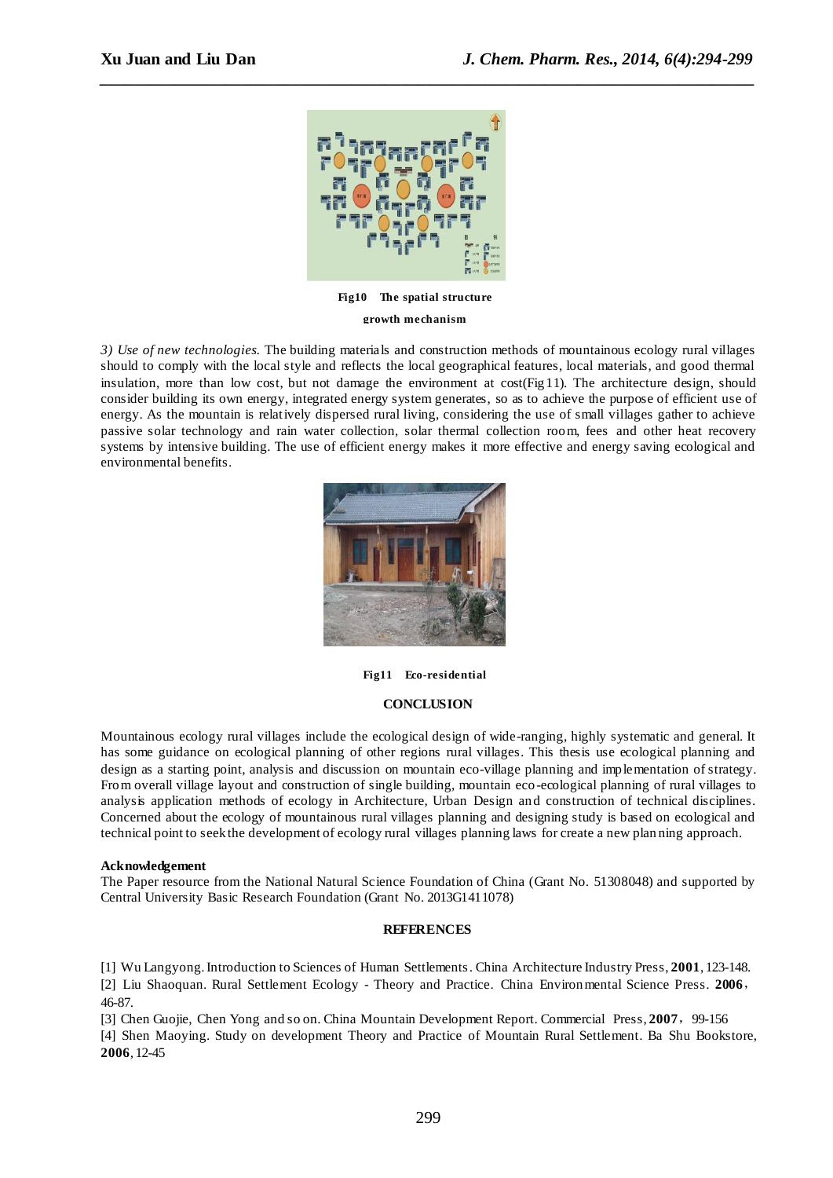Fig10 The spatial structure growth mechanism

*3) Use of new technologies.* The building materials and construction methods of mountainous ecology rural villages should to comply with the local style and reflects the local geographical features, local materials, and good thermal insulation, more than low cost, but not damage the environment at cost(Fig 11). The architecture design, should consider building its own energy, integrated energy system generates, so as to achieve the purpose of efficient use of energy. As the mountain is relatively dispersed rural living, considering the use of small villages gather to achieve passive solar technology and rain water collection, solar thermal collection room, fees and other heat recovery systems by intensive building. The use of efficient energy makes it more effective and energy saving ecological and environmental benefits.

Fig11 Eco-residential

## CONCLUSION

Mountainous ecology rural villages include the ecological design of wide-ranging, highly systematic and general. It has some guidance on ecological planning of other regions rural villages. This thesis use ecological planning and design as a starting point, analysis and discussion on mountain eco-village planning and implementation of strategy. From overall village layout and construction of single building, mountain eco-ecological planning of rural villages to analysis application methods of ecology in Architecture, Urban Design and construction of technical disciplines. Concerned about the ecology of mountainous rural villages planning and designing study is based on ecological and technical point to seek the development of ecology rural villages planning laws for create a new planning approach.

**Acknowledgement**

The Paper resource from the National Natural Science Foundation of China (Grant No. 51308048) and supported by Central University Basic Research Foundation (Grant No. 2013G1411078)

## REFERENCES

[1] Wu Langyong. Introduction to Sciences of Human Settlements. China Architecture Industry Press, **2001**, 123-148.

[2] Liu Shaoquan. Rural Settlement Ecology - Theory and Practice. China Environmental Science Press. **2006**, 46-87.

[3] Chen Guojie, Chen Yong and so on. China Mountain Development Report. Commercial Press, **2007**, 99-156

[4] Shen Maoying. Study on development Theory and Practice of Mountain Rural Settlement. Ba Shu Bookstore, **2006**, 12-45